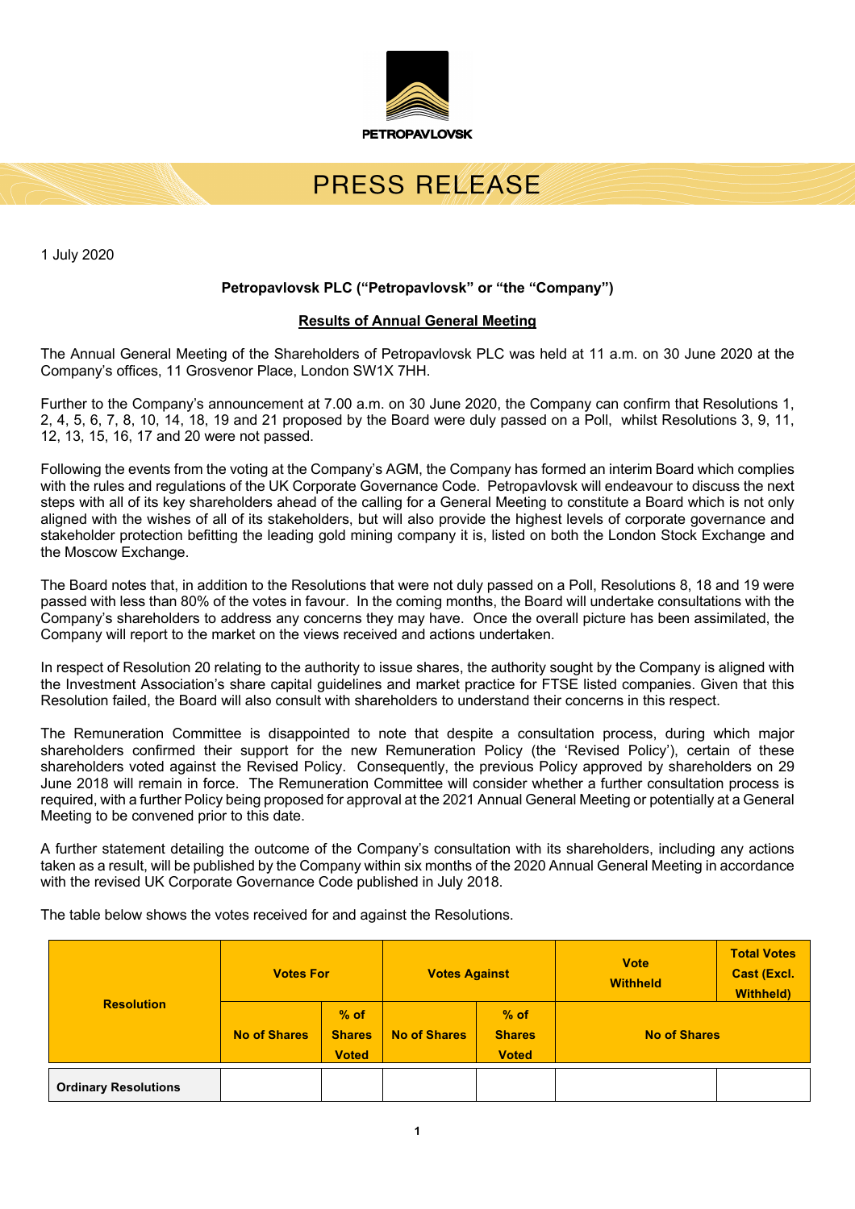PETROPAVLOVSK

# PRESS RELEASE

1 July 2020

**Petropavlovsk PLC ("Petropavlovsk" or "the "Company")**

**Results of Annual General Meeting**

The Annual General Meeting of the Shareholders of Petropavlovsk PLC was held at 11 a.m. on 30 June 2020 at the Company's offices, 11 Grosvenor Place, London SW1X 7HH.

Further to the Company's announcement at 7.00 a.m. on 30 June 2020, the Company can confirm that Resolutions 1, 2, 4, 5, 6, 7, 8, 10, 14, 18, 19 and 21 proposed by the Board were duly passed on a Poll, whilst Resolutions 3, 9, 11, 12, 13, 15, 16, 17 and 20 were not passed.

Following the events from the voting at the Company's AGM, the Company has formed an interim Board which complies with the rules and regulations of the UK Corporate Governance Code. Petropavlovsk will endeavour to discuss the next steps with all of its key shareholders ahead of the calling for a General Meeting to constitute a Board which is not only aligned with the wishes of all of its stakeholders, but will also provide the highest levels of corporate governance and stakeholder protection befitting the leading gold mining company it is, listed on both the London Stock Exchange and the Moscow Exchange.

The Board notes that, in addition to the Resolutions that were not duly passed on a Poll, Resolutions 8, 18 and 19 were passed with less than 80% of the votes in favour. In the coming months, the Board will undertake consultations with the Company's shareholders to address any concerns they may have. Once the overall picture has been assimilated, the Company will report to the market on the views received and actions undertaken.

In respect of Resolution 20 relating to the authority to issue shares, the authority sought by the Company is aligned with the Investment Association's share capital guidelines and market practice for FTSE listed companies. Given that this Resolution failed, the Board will also consult with shareholders to understand their concerns in this respect.

The Remuneration Committee is disappointed to note that despite a consultation process, during which major shareholders confirmed their support for the new Remuneration Policy (the 'Revised Policy'), certain of these shareholders voted against the Revised Policy. Consequently, the previous Policy approved by shareholders on 29 June 2018 will remain in force. The Remuneration Committee will consider whether a further consultation process is required, with a further Policy being proposed for approval at the 2021 Annual General Meeting or potentially at a General Meeting to be convened prior to this date.

A further statement detailing the outcome of the Company's consultation with its shareholders, including any actions taken as a result, will be published by the Company within six months of the 2020 Annual General Meeting in accordance with the revised UK Corporate Governance Code published in July 2018.

The table below shows the votes received for and against the Resolutions.

| Resolution | Votes For | | Votes Against | | Vote Withheld | Total Votes Cast (Excl. Withheld) |
|---|---|---|---|---|---|---|
| | No of Shares | % of Shares Voted | No of Shares | % of Shares Voted | No of Shares | |
| **Ordinary Resolutions** | | | | | | |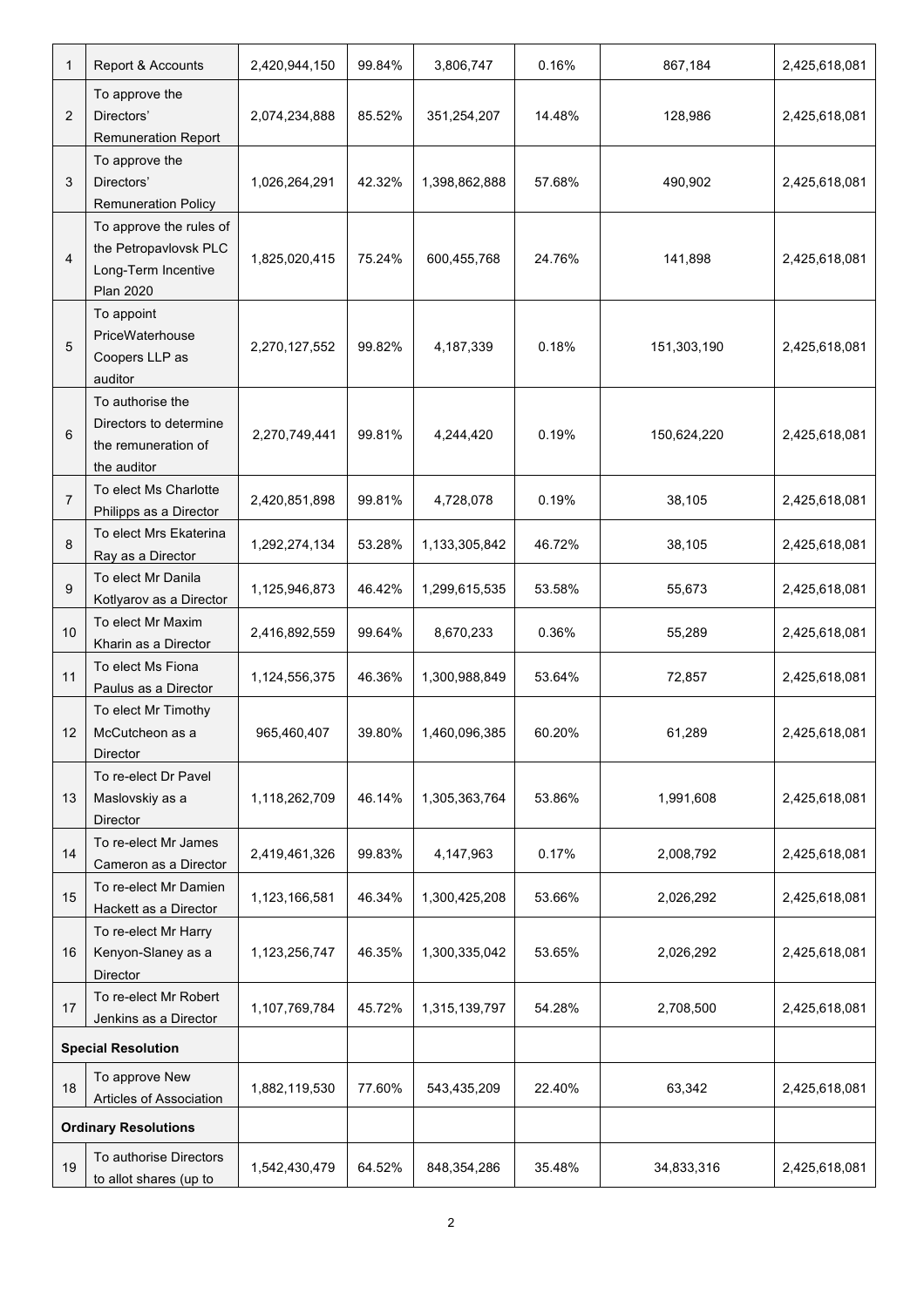| | | | | | | | |
|---|---|---|---|---|---|---|---|
| 1 | Report & Accounts | 2,420,944,150 | 99.84% | 3,806,747 | 0.16% | 867,184 | 2,425,618,081 |
| 2 | To approve the Directors' Remuneration Report | 2,074,234,888 | 85.52% | 351,254,207 | 14.48% | 128,986 | 2,425,618,081 |
| 3 | To approve the Directors' Remuneration Policy | 1,026,264,291 | 42.32% | 1,398,862,888 | 57.68% | 490,902 | 2,425,618,081 |
| 4 | To approve the rules of the Petropavlovsk PLC Long-Term Incentive Plan 2020 | 1,825,020,415 | 75.24% | 600,455,768 | 24.76% | 141,898 | 2,425,618,081 |
| 5 | To appoint PriceWaterhouse Coopers LLP as auditor | 2,270,127,552 | 99.82% | 4,187,339 | 0.18% | 151,303,190 | 2,425,618,081 |
| 6 | To authorise the Directors to determine the remuneration of the auditor | 2,270,749,441 | 99.81% | 4,244,420 | 0.19% | 150,624,220 | 2,425,618,081 |
| 7 | To elect Ms Charlotte Philipps as a Director | 2,420,851,898 | 99.81% | 4,728,078 | 0.19% | 38,105 | 2,425,618,081 |
| 8 | To elect Mrs Ekaterina Ray as a Director | 1,292,274,134 | 53.28% | 1,133,305,842 | 46.72% | 38,105 | 2,425,618,081 |
| 9 | To elect Mr Danila Kotlyarov as a Director | 1,125,946,873 | 46.42% | 1,299,615,535 | 53.58% | 55,673 | 2,425,618,081 |
| 10 | To elect Mr Maxim Kharin as a Director | 2,416,892,559 | 99.64% | 8,670,233 | 0.36% | 55,289 | 2,425,618,081 |
| 11 | To elect Ms Fiona Paulus as a Director | 1,124,556,375 | 46.36% | 1,300,988,849 | 53.64% | 72,857 | 2,425,618,081 |
| 12 | To elect Mr Timothy McCutcheon as a Director | 965,460,407 | 39.80% | 1,460,096,385 | 60.20% | 61,289 | 2,425,618,081 |
| 13 | To re-elect Dr Pavel Maslovskiy as a Director | 1,118,262,709 | 46.14% | 1,305,363,764 | 53.86% | 1,991,608 | 2,425,618,081 |
| 14 | To re-elect Mr James Cameron as a Director | 2,419,461,326 | 99.83% | 4,147,963 | 0.17% | 2,008,792 | 2,425,618,081 |
| 15 | To re-elect Mr Damien Hackett as a Director | 1,123,166,581 | 46.34% | 1,300,425,208 | 53.66% | 2,026,292 | 2,425,618,081 |
| 16 | To re-elect Mr Harry Kenyon-Slaney as a Director | 1,123,256,747 | 46.35% | 1,300,335,042 | 53.65% | 2,026,292 | 2,425,618,081 |
| 17 | To re-elect Mr Robert Jenkins as a Director | 1,107,769,784 | 45.72% | 1,315,139,797 | 54.28% | 2,708,500 | 2,425,618,081 |
| **Special Resolution** | | | | | | | |
| 18 | To approve New Articles of Association | 1,882,119,530 | 77.60% | 543,435,209 | 22.40% | 63,342 | 2,425,618,081 |
| **Ordinary Resolutions** | | | | | | | |
| 19 | To authorise Directors to allot shares (up to | 1,542,430,479 | 64.52% | 848,354,286 | 35.48% | 34,833,316 | 2,425,618,081 |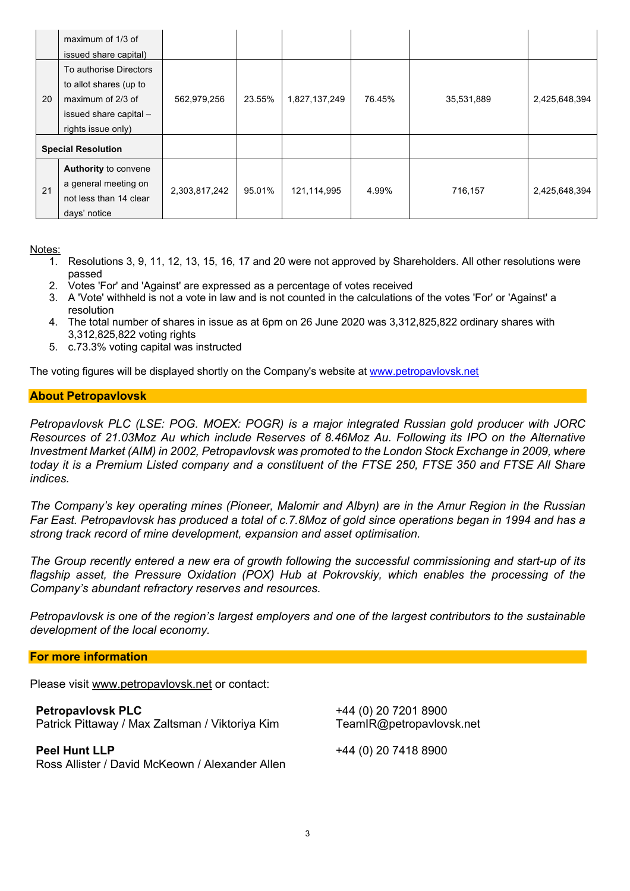| | | | | | | | |
|---|---|---|---|---|---|---|---|
| | maximum of 1/3 of issued share capital) | | | | | | |
| 20 | To authorise Directors to allot shares (up to maximum of 2/3 of issued share capital – rights issue only) | 562,979,256 | 23.55% | 1,827,137,249 | 76.45% | 35,531,889 | 2,425,648,394 |
| **Special Resolution** | | | | | | | |
| 21 | **Authority** to convene a general meeting on not less than 14 clear days' notice | 2,303,817,242 | 95.01% | 121,114,995 | 4.99% | 716,157 | 2,425,648,394 |

Notes:

1. Resolutions 3, 9, 11, 12, 13, 15, 16, 17 and 20 were not approved by Shareholders. All other resolutions were passed
2. Votes 'For' and 'Against' are expressed as a percentage of votes received
3. A 'Vote' withheld is not a vote in law and is not counted in the calculations of the votes 'For' or 'Against' a resolution
4. The total number of shares in issue as at 6pm on 26 June 2020 was 3,312,825,822 ordinary shares with 3,312,825,822 voting rights
5. c.73.3% voting capital was instructed

The voting figures will be displayed shortly on the Company's website at www.petropavlovsk.net

## About Petropavlovsk

*Petropavlovsk PLC (LSE: POG. MOEX: POGR) is a major integrated Russian gold producer with JORC Resources of 21.03Moz Au which include Reserves of 8.46Moz Au. Following its IPO on the Alternative Investment Market (AIM) in 2002, Petropavlovsk was promoted to the London Stock Exchange in 2009, where today it is a Premium Listed company and a constituent of the FTSE 250, FTSE 350 and FTSE All Share indices.*

*The Company's key operating mines (Pioneer, Malomir and Albyn) are in the Amur Region in the Russian Far East. Petropavlovsk has produced a total of c.7.8Moz of gold since operations began in 1994 and has a strong track record of mine development, expansion and asset optimisation.*

*The Group recently entered a new era of growth following the successful commissioning and start-up of its flagship asset, the Pressure Oxidation (POX) Hub at Pokrovskiy, which enables the processing of the Company's abundant refractory reserves and resources.*

*Petropavlovsk is one of the region's largest employers and one of the largest contributors to the sustainable development of the local economy.*

## For more information

Please visit www.petropavlovsk.net or contact:

| | |
|---|---|
| **Petropavlovsk PLC**<br>Patrick Pittaway / Max Zaltsman / Viktoriya Kim | +44 (0) 20 7201 8900<br>TeamIR@petropavlovsk.net |
| **Peel Hunt LLP**<br>Ross Allister / David McKeown / Alexander Allen | +44 (0) 20 7418 8900 |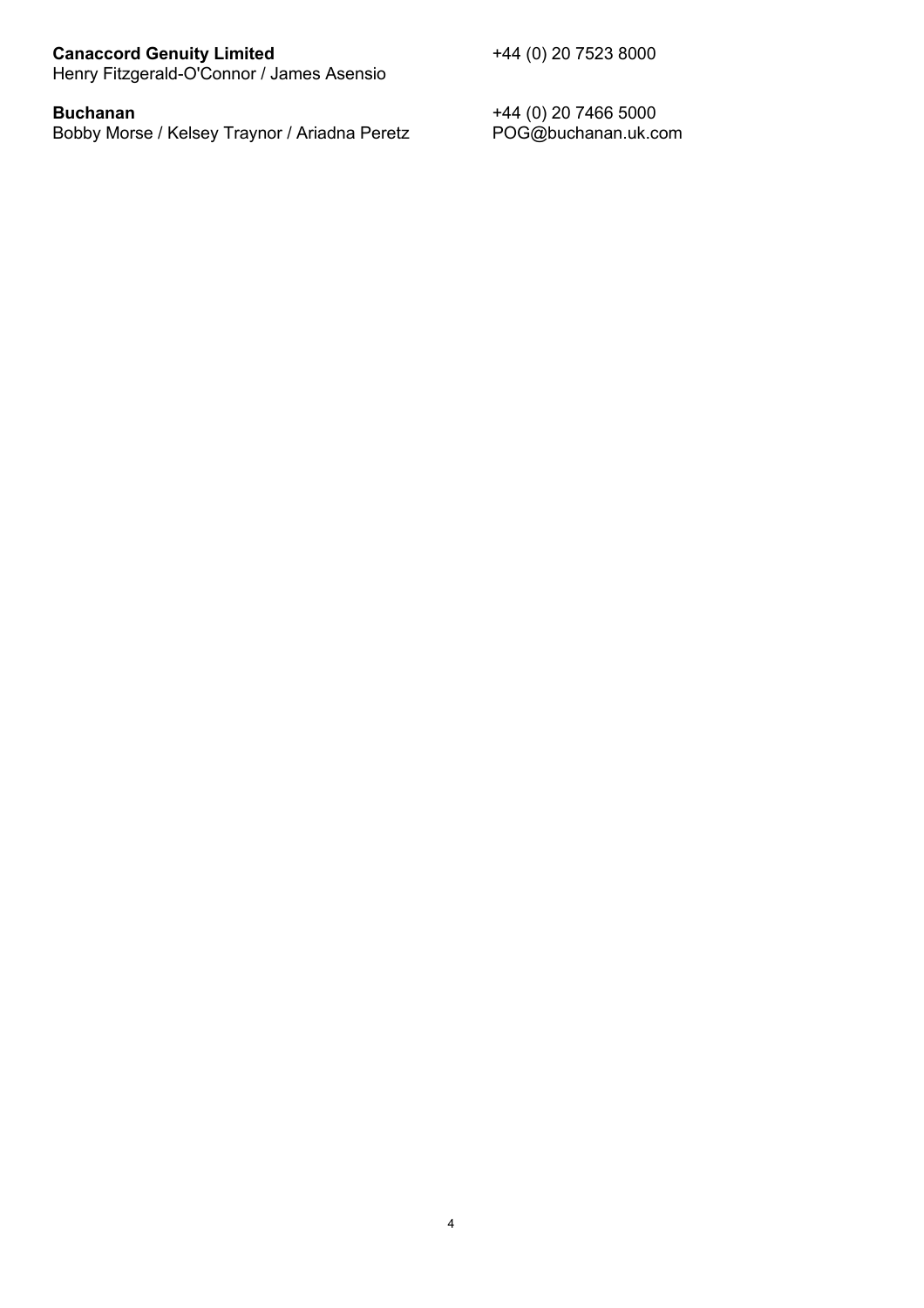**Canaccord Genuity Limited** +44 (0) 20 7523 8000
Henry Fitzgerald-O'Connor / James Asensio

**Buchanan** +44 (0) 20 7466 5000
Bobby Morse / Kelsey Traynor / Ariadna Peretz POG@buchanan.uk.com